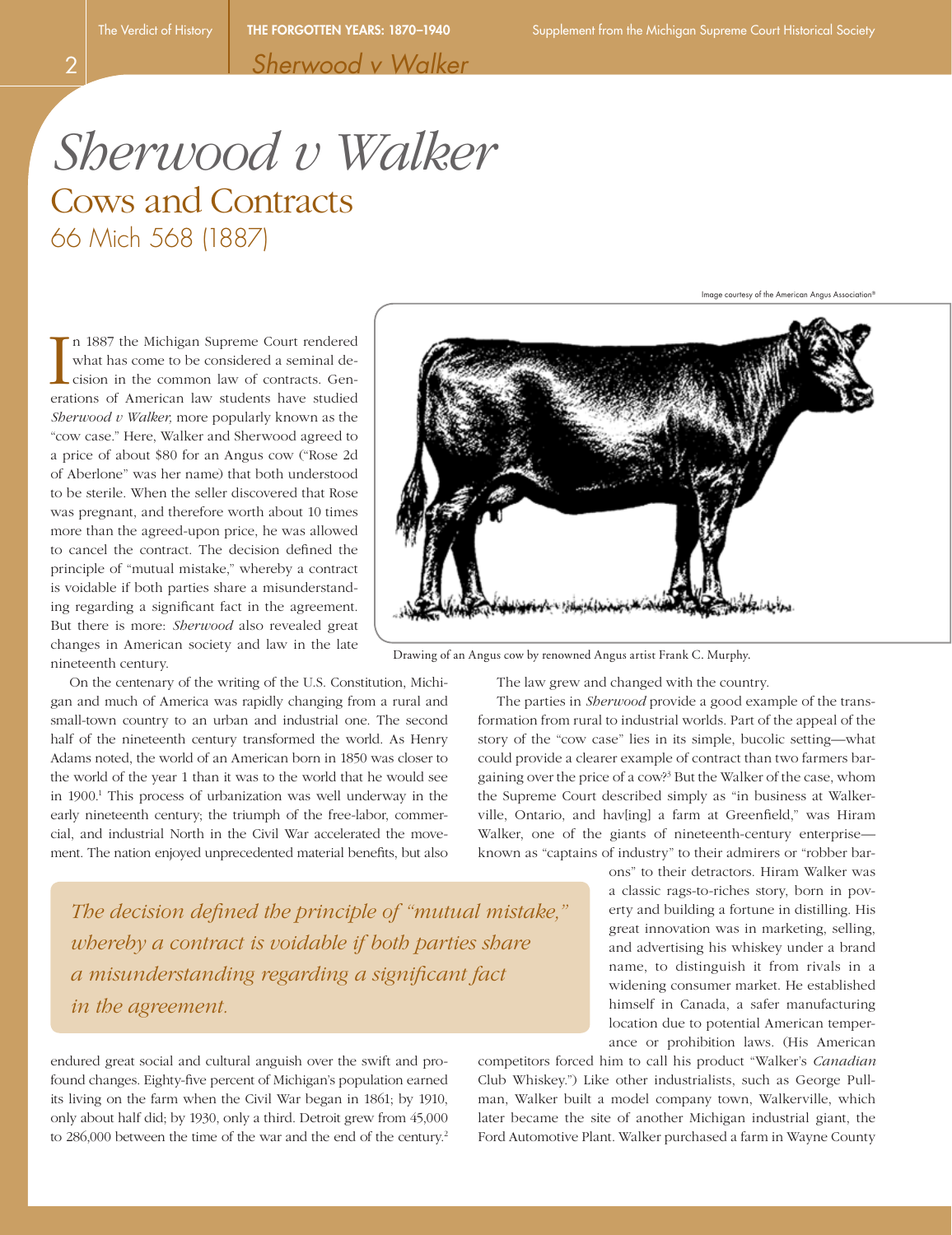# *Sherwood v Walker*

## Cows and Contracts

### 66 Mich 568 (1887)

In 1887 the Michigan Supreme Court rendered what has come to be considered a seminal decision in the common law of contracts. Generations of American law students have studied *Sherwood v Walker,* more popularly known as the "cow case." Here, Walker and Sherwood agreed to a price of about $80 for an Angus cow ("Rose 2d of Aberlone" was her name) that both understood to be sterile. When the seller discovered that Rose was pregnant, and therefore worth about 10 times more than the agreed-upon price, he was allowed to cancel the contract. The decision defined the principle of "mutual mistake," whereby a contract is voidable if both parties share a misunderstanding regarding a significant fact in the agreement. But there is more: *Sherwood* also revealed great changes in American society and law in the late nineteenth century.

Image courtesy of the American Angus Association®

Drawing of an Angus cow by renowned Angus artist Frank C. Murphy.

On the centenary of the writing of the U.S. Constitution, Michigan and much of America was rapidly changing from a rural and small-town country to an urban and industrial one. The second half of the nineteenth century transformed the world. As Henry Adams noted, the world of an American born in 1850 was closer to the world of the year 1 than it was to the world that he would see in 1900.[1] This process of urbanization was well underway in the early nineteenth century; the triumph of the free-labor, commercial, and industrial North in the Civil War accelerated the movement. The nation enjoyed unprecedented material benefits, but also endured great social and cultural anguish over the swift and profound changes. Eighty-five percent of Michigan's population earned its living on the farm when the Civil War began in 1861; by 1910, only about half did; by 1930, only a third. Detroit grew from 45,000 to 286,000 between the time of the war and the end of the century.[2]

> *The decision defined the principle of "mutual mistake," whereby a contract is voidable if both parties share a misunderstanding regarding a significant fact in the agreement.*

The law grew and changed with the country.

The parties in *Sherwood* provide a good example of the transformation from rural to industrial worlds. Part of the appeal of the story of the "cow case" lies in its simple, bucolic setting—what could provide a clearer example of contract than two farmers bargaining over the price of a cow?[3] But the Walker of the case, whom the Supreme Court described simply as "in business at Walkerville, Ontario, and hav[ing] a farm at Greenfield," was Hiram Walker, one of the giants of nineteenth-century enterprise—known as "captains of industry" to their admirers or "robber barons" to their detractors. Hiram Walker was a classic rags-to-riches story, born in poverty and building a fortune in distilling. His great innovation was in marketing, selling, and advertising his whiskey under a brand name, to distinguish it from rivals in a widening consumer market. He established himself in Canada, a safer manufacturing location due to potential American temperance or prohibition laws. (His American competitors forced him to call his product "Walker's *Canadian* Club Whiskey.") Like other industrialists, such as George Pullman, Walker built a model company town, Walkerville, which later became the site of another Michigan industrial giant, the Ford Automotive Plant. Walker purchased a farm in Wayne County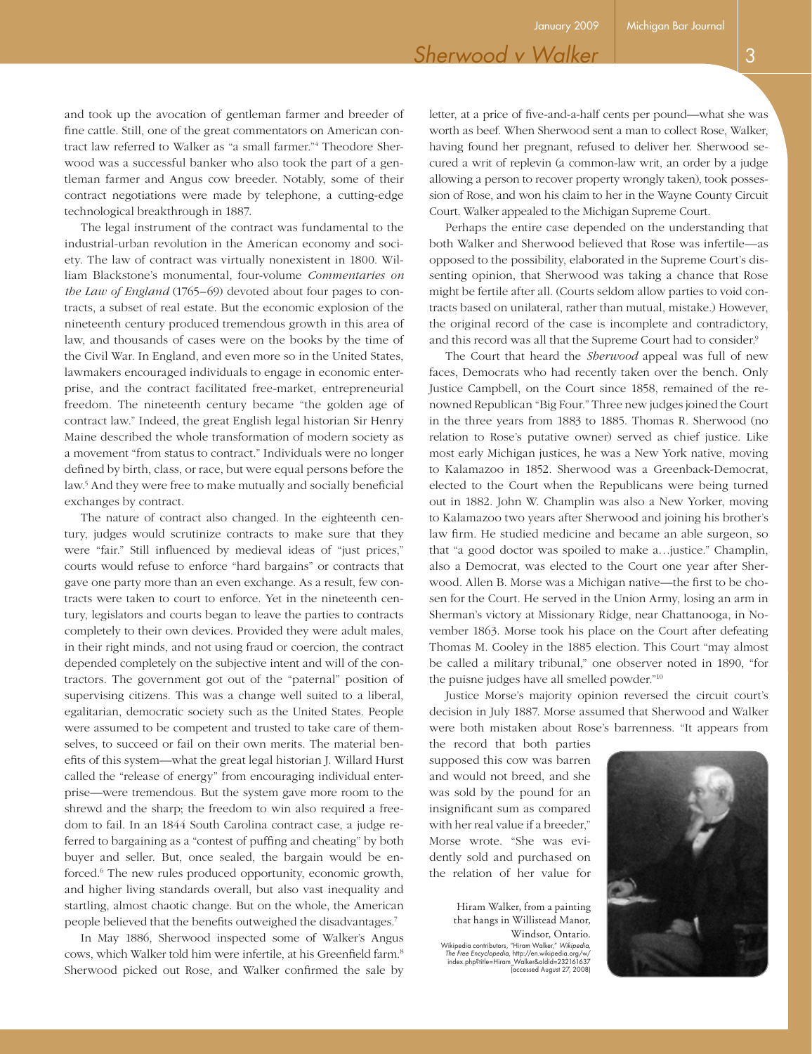and took up the avocation of gentleman farmer and breeder of fine cattle. Still, one of the great commentators on American contract law referred to Walker as "a small farmer."[4] Theodore Sherwood was a successful banker who also took the part of a gentleman farmer and Angus cow breeder. Notably, some of their contract negotiations were made by telephone, a cutting-edge technological breakthrough in 1887.

The legal instrument of the contract was fundamental to the industrial-urban revolution in the American economy and society. The law of contract was virtually nonexistent in 1800. William Blackstone's monumental, four-volume *Commentaries on the Law of England* (1765–69) devoted about four pages to contracts, a subset of real estate. But the economic explosion of the nineteenth century produced tremendous growth in this area of law, and thousands of cases were on the books by the time of the Civil War. In England, and even more so in the United States, lawmakers encouraged individuals to engage in economic enterprise, and the contract facilitated free-market, entrepreneurial freedom. The nineteenth century became "the golden age of contract law." Indeed, the great English legal historian Sir Henry Maine described the whole transformation of modern society as a movement "from status to contract." Individuals were no longer defined by birth, class, or race, but were equal persons before the law.[5] And they were free to make mutually and socially beneficial exchanges by contract.

The nature of contract also changed. In the eighteenth century, judges would scrutinize contracts to make sure that they were "fair." Still influenced by medieval ideas of "just prices," courts would refuse to enforce "hard bargains" or contracts that gave one party more than an even exchange. As a result, few contracts were taken to court to enforce. Yet in the nineteenth century, legislators and courts began to leave the parties to contracts completely to their own devices. Provided they were adult males, in their right minds, and not using fraud or coercion, the contract depended completely on the subjective intent and will of the contractors. The government got out of the "paternal" position of supervising citizens. This was a change well suited to a liberal, egalitarian, democratic society such as the United States. People were assumed to be competent and trusted to take care of themselves, to succeed or fail on their own merits. The material benefits of this system—what the great legal historian J. Willard Hurst called the "release of energy" from encouraging individual enterprise—were tremendous. But the system gave more room to the shrewd and the sharp; the freedom to win also required a freedom to fail. In an 1844 South Carolina contract case, a judge referred to bargaining as a "contest of puffing and cheating" by both buyer and seller. But, once sealed, the bargain would be enforced.[6] The new rules produced opportunity, economic growth, and higher living standards overall, but also vast inequality and startling, almost chaotic change. But on the whole, the American people believed that the benefits outweighed the disadvantages.[7]

In May 1886, Sherwood inspected some of Walker's Angus cows, which Walker told him were infertile, at his Greenfield farm.[8] Sherwood picked out Rose, and Walker confirmed the sale by letter, at a price of five-and-a-half cents per pound—what she was worth as beef. When Sherwood sent a man to collect Rose, Walker, having found her pregnant, refused to deliver her. Sherwood secured a writ of replevin (a common-law writ, an order by a judge allowing a person to recover property wrongly taken), took possession of Rose, and won his claim to her in the Wayne County Circuit Court. Walker appealed to the Michigan Supreme Court.

Perhaps the entire case depended on the understanding that both Walker and Sherwood believed that Rose was infertile—as opposed to the possibility, elaborated in the Supreme Court's dissenting opinion, that Sherwood was taking a chance that Rose might be fertile after all. (Courts seldom allow parties to void contracts based on unilateral, rather than mutual, mistake.) However, the original record of the case is incomplete and contradictory, and this record was all that the Supreme Court had to consider.[9]

The Court that heard the *Sherwood* appeal was full of new faces, Democrats who had recently taken over the bench. Only Justice Campbell, on the Court since 1858, remained of the renowned Republican "Big Four." Three new judges joined the Court in the three years from 1883 to 1885. Thomas R. Sherwood (no relation to Rose's putative owner) served as chief justice. Like most early Michigan justices, he was a New York native, moving to Kalamazoo in 1852. Sherwood was a Greenback-Democrat, elected to the Court when the Republicans were being turned out in 1882. John W. Champlin was also a New Yorker, moving to Kalamazoo two years after Sherwood and joining his brother's law firm. He studied medicine and became an able surgeon, so that "a good doctor was spoiled to make a…justice." Champlin, also a Democrat, was elected to the Court one year after Sherwood. Allen B. Morse was a Michigan native—the first to be chosen for the Court. He served in the Union Army, losing an arm in Sherman's victory at Missionary Ridge, near Chattanooga, in November 1863. Morse took his place on the Court after defeating Thomas M. Cooley in the 1885 election. This Court "may almost be called a military tribunal," one observer noted in 1890, "for the puisne judges have all smelled powder."[10]

Justice Morse's majority opinion reversed the circuit court's decision in July 1887. Morse assumed that Sherwood and Walker were both mistaken about Rose's barrenness. "It appears from the record that both parties supposed this cow was barren and would not breed, and she was sold by the pound for an insignificant sum as compared with her real value if a breeder," Morse wrote. "She was evidently sold and purchased on the relation of her value for

Hiram Walker, from a painting that hangs in Willistead Manor, Windsor, Ontario.
Wikipedia contributors, "Hiram Walker," *Wikipedia, The Free Encyclopedia*, http://en.wikipedia.org/w/index.php?title=Hiram_Walker&oldid=232161637 (accessed August 27, 2008)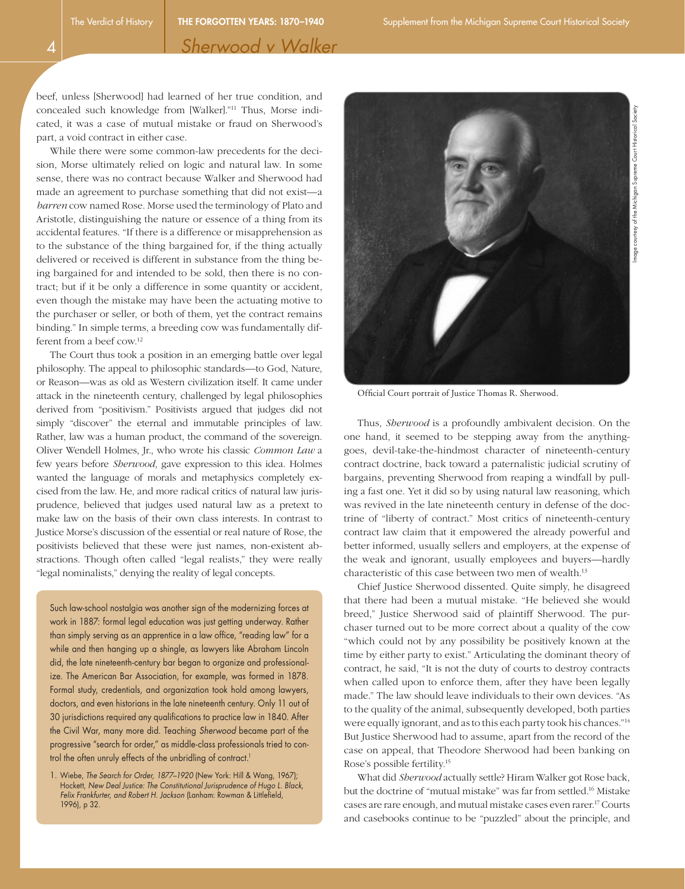beef, unless [Sherwood] had learned of her true condition, and concealed such knowledge from [Walker]."[11] Thus, Morse indicated, it was a case of mutual mistake or fraud on Sherwood's part, a void contract in either case.

While there were some common-law precedents for the decision, Morse ultimately relied on logic and natural law. In some sense, there was no contract because Walker and Sherwood had made an agreement to purchase something that did not exist—a *barren* cow named Rose. Morse used the terminology of Plato and Aristotle, distinguishing the nature or essence of a thing from its accidental features. "If there is a difference or misapprehension as to the substance of the thing bargained for, if the thing actually delivered or received is different in substance from the thing being bargained for and intended to be sold, then there is no contract; but if it be only a difference in some quantity or accident, even though the mistake may have been the actuating motive to the purchaser or seller, or both of them, yet the contract remains binding." In simple terms, a breeding cow was fundamentally different from a beef cow.[12]

The Court thus took a position in an emerging battle over legal philosophy. The appeal to philosophic standards—to God, Nature, or Reason—was as old as Western civilization itself. It came under attack in the nineteenth century, challenged by legal philosophies derived from "positivism." Positivists argued that judges did not simply "discover" the eternal and immutable principles of law. Rather, law was a human product, the command of the sovereign. Oliver Wendell Holmes, Jr., who wrote his classic *Common Law* a few years before *Sherwood,* gave expression to this idea. Holmes wanted the language of morals and metaphysics completely excised from the law. He, and more radical critics of natural law jurisprudence, believed that judges used natural law as a pretext to make law on the basis of their own class interests. In contrast to Justice Morse's discussion of the essential or real nature of Rose, the positivists believed that these were just names, non-existent abstractions. Though often called "legal realists," they were really "legal nominalists," denying the reality of legal concepts.

Such law-school nostalgia was another sign of the modernizing forces at work in 1887: formal legal education was just getting underway. Rather than simply serving as an apprentice in a law office, "reading law" for a while and then hanging up a shingle, as lawyers like Abraham Lincoln did, the late nineteenth-century bar began to organize and professionalize. The American Bar Association, for example, was formed in 1878. Formal study, credentials, and organization took hold among lawyers, doctors, and even historians in the late nineteenth century. Only 11 out of 30 jurisdictions required any qualifications to practice law in 1840. After the Civil War, many more did. Teaching *Sherwood* became part of the progressive "search for order," as middle-class professionals tried to control the often unruly effects of the unbridling of contract.[1]

1. Wiebe, *The Search for Order, 1877–1920* (New York: Hill & Wang, 1967); Hockett, *New Deal Justice: The Constitutional Jurisprudence of Hugo L. Black, Felix Frankfurter, and Robert H. Jackson* (Lanham: Rowman & Littlefield, 1996), p 32.

Image courtesy of the Michigan Supreme Court Historical Society

Official Court portrait of Justice Thomas R. Sherwood.

Thus, *Sherwood* is a profoundly ambivalent decision. On the one hand, it seemed to be stepping away from the anything-goes, devil-take-the-hindmost character of nineteenth-century contract doctrine, back toward a paternalistic judicial scrutiny of bargains, preventing Sherwood from reaping a windfall by pulling a fast one. Yet it did so by using natural law reasoning, which was revived in the late nineteenth century in defense of the doctrine of "liberty of contract." Most critics of nineteenth-century contract law claim that it empowered the already powerful and better informed, usually sellers and employers, at the expense of the weak and ignorant, usually employees and buyers—hardly characteristic of this case between two men of wealth.[13]

Chief Justice Sherwood dissented. Quite simply, he disagreed that there had been a mutual mistake. "He believed she would breed," Justice Sherwood said of plaintiff Sherwood. The purchaser turned out to be more correct about a quality of the cow "which could not by any possibility be positively known at the time by either party to exist." Articulating the dominant theory of contract, he said, "It is not the duty of courts to destroy contracts when called upon to enforce them, after they have been legally made." The law should leave individuals to their own devices. "As to the quality of the animal, subsequently developed, both parties were equally ignorant, and as to this each party took his chances."[14] But Justice Sherwood had to assume, apart from the record of the case on appeal, that Theodore Sherwood had been banking on Rose's possible fertility.[15]

What did *Sherwood* actually settle? Hiram Walker got Rose back, but the doctrine of "mutual mistake" was far from settled.[16] Mistake cases are rare enough, and mutual mistake cases even rarer.[17] Courts and casebooks continue to be "puzzled" about the principle, and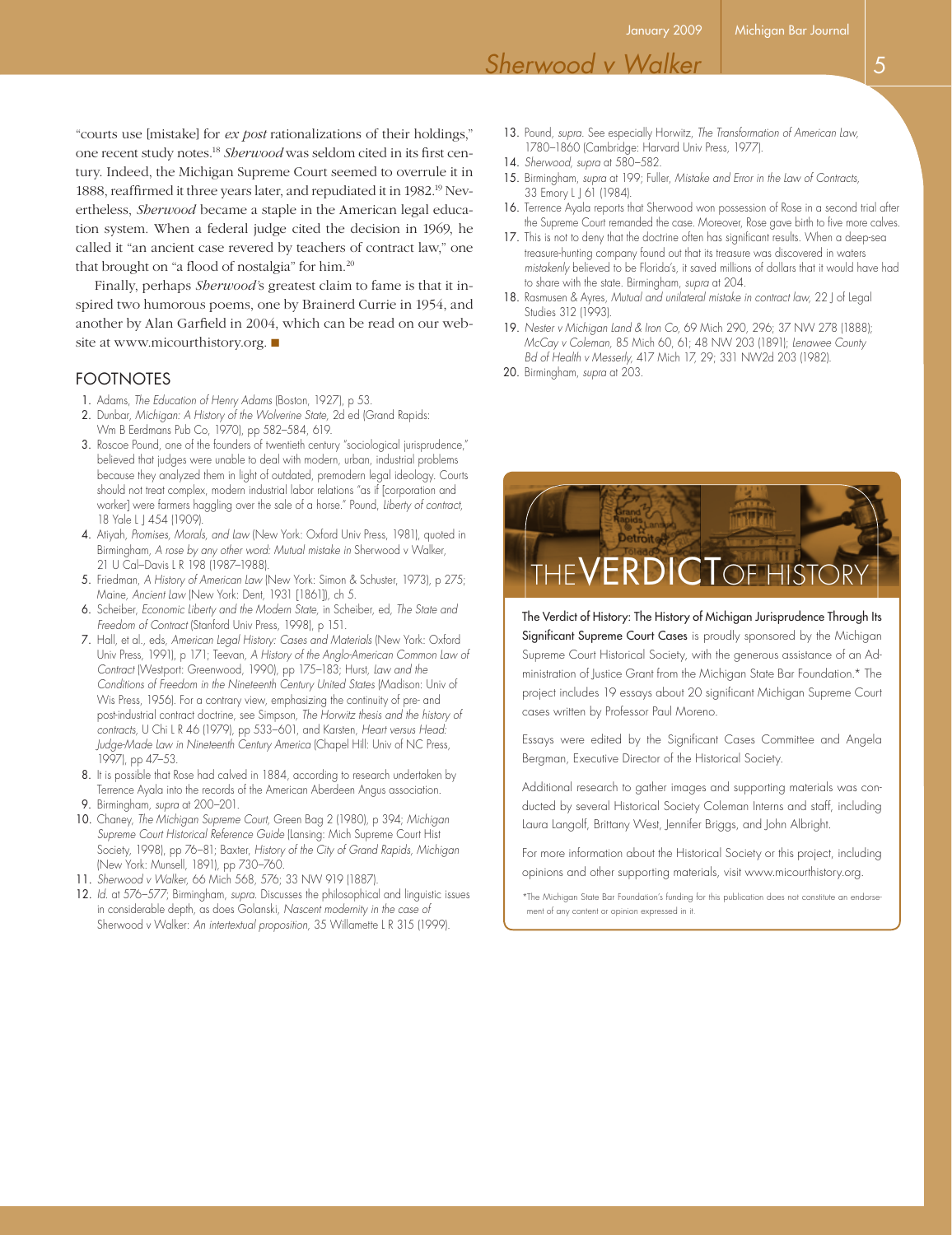"courts use [mistake] for *ex post* rationalizations of their holdings," one recent study notes.[18] *Sherwood* was seldom cited in its first century. Indeed, the Michigan Supreme Court seemed to overrule it in 1888, reaffirmed it three years later, and repudiated it in 1982.[19] Nevertheless, *Sherwood* became a staple in the American legal education system. When a federal judge cited the decision in 1969, he called it "an ancient case revered by teachers of contract law," one that brought on "a flood of nostalgia" for him.[20]

Finally, perhaps *Sherwood*'s greatest claim to fame is that it inspired two humorous poems, one by Brainerd Currie in 1954, and another by Alan Garfield in 2004, which can be read on our website at www.micourthistory.org. ■

## FOOTNOTES

1. Adams, *The Education of Henry Adams* (Boston, 1927), p 53.
2. Dunbar, *Michigan: A History of the Wolverine State,* 2d ed (Grand Rapids: Wm B Eerdmans Pub Co, 1970), pp 582–584, 619.
3. Roscoe Pound, one of the founders of twentieth century "sociological jurisprudence," believed that judges were unable to deal with modern, urban, industrial problems because they analyzed them in light of outdated, premodern legal ideology. Courts should not treat complex, modern industrial labor relations "as if [corporation and worker] were farmers haggling over the sale of a horse." Pound, *Liberty of contract,* 18 Yale L J 454 (1909).
4. Atiyah, *Promises, Morals, and Law* (New York: Oxford Univ Press, 1981), quoted in Birmingham, *A rose by any other word: Mutual mistake in* Sherwood v Walker, 21 U Cal–Davis L R 198 (1987–1988).
5. Friedman, *A History of American Law* (New York: Simon & Schuster, 1973), p 275; Maine, *Ancient Law* (New York: Dent, 1931 [1861]), ch 5.
6. Scheiber, *Economic Liberty and the Modern State,* in Scheiber, ed, *The State and Freedom of Contract* (Stanford Univ Press, 1998), p 151.
7. Hall, et al., eds, *American Legal History: Cases and Materials* (New York: Oxford Univ Press, 1991), p 171; Teevan, *A History of the Anglo-American Common Law of Contract* (Westport: Greenwood, 1990), pp 175–183; Hurst, *Law and the Conditions of Freedom in the Nineteenth Century United States* (Madison: Univ of Wis Press, 1956). For a contrary view, emphasizing the continuity of pre- and post-industrial contract doctrine, see Simpson, *The Horwitz thesis and the history of contracts,* U Chi L R 46 (1979), pp 533–601, and Karsten, *Heart versus Head: Judge-Made Law in Nineteenth Century America* (Chapel Hill: Univ of NC Press, 1997), pp 47–53.
8. It is possible that Rose had calved in 1884, according to research undertaken by Terrence Ayala into the records of the American Aberdeen Angus association.
9. Birmingham, *supra* at 200–201.
10. Chaney, *The Michigan Supreme Court,* Green Bag 2 (1980), p 394; *Michigan Supreme Court Historical Reference Guide* (Lansing: Mich Supreme Court Hist Society, 1998), pp 76–81; Baxter, *History of the City of Grand Rapids, Michigan* (New York: Munsell, 1891), pp 730–760.
11. *Sherwood v Walker,* 66 Mich 568, 576; 33 NW 919 (1887).
12. *Id.* at 576–577; Birmingham, *supra.* Discusses the philosophical and linguistic issues in considerable depth, as does Golanski, *Nascent modernity in the case of* Sherwood v Walker: *An intertextual proposition,* 35 Willamette L R 315 (1999).
13. Pound, *supra.* See especially Horwitz, *The Transformation of American Law, 1780–1860* (Cambridge: Harvard Univ Press, 1977).
14. *Sherwood, supra* at 580–582.
15. Birmingham, *supra* at 199; Fuller, *Mistake and Error in the Law of Contracts,* 33 Emory L J 61 (1984).
16. Terrence Ayala reports that Sherwood won possession of Rose in a second trial after the Supreme Court remanded the case. Moreover, Rose gave birth to five more calves.
17. This is not to deny that the doctrine often has significant results. When a deep-sea treasure-hunting company found out that its treasure was discovered in waters *mistakenly* believed to be Florida's, it saved millions of dollars that it would have had to share with the state. Birmingham, *supra* at 204.
18. Rasmusen & Ayres, *Mutual and unilateral mistake in contract law,* 22 J of Legal Studies 312 (1993).
19. *Nester v Michigan Land & Iron Co,* 69 Mich 290, 296; 37 NW 278 (1888); *McCay v Coleman,* 85 Mich 60, 61; 48 NW 203 (1891); *Lenawee County Bd of Health v Messerly,* 417 Mich 17, 29; 331 NW2d 203 (1982).
20. Birmingham, *supra* at 203.

## THE VERDICT OF HISTORY

The Verdict of History: The History of Michigan Jurisprudence Through Its Significant Supreme Court Cases is proudly sponsored by the Michigan Supreme Court Historical Society, with the generous assistance of an Administration of Justice Grant from the Michigan State Bar Foundation.* The project includes 19 essays about 20 significant Michigan Supreme Court cases written by Professor Paul Moreno.

Essays were edited by the Significant Cases Committee and Angela Bergman, Executive Director of the Historical Society.

Additional research to gather images and supporting materials was conducted by several Historical Society Coleman Interns and staff, including Laura Langolf, Brittany West, Jennifer Briggs, and John Albright.

For more information about the Historical Society or this project, including opinions and other supporting materials, visit www.micourthistory.org.

*The Michigan State Bar Foundation's funding for this publication does not constitute an endorsement of any content or opinion expressed in it.